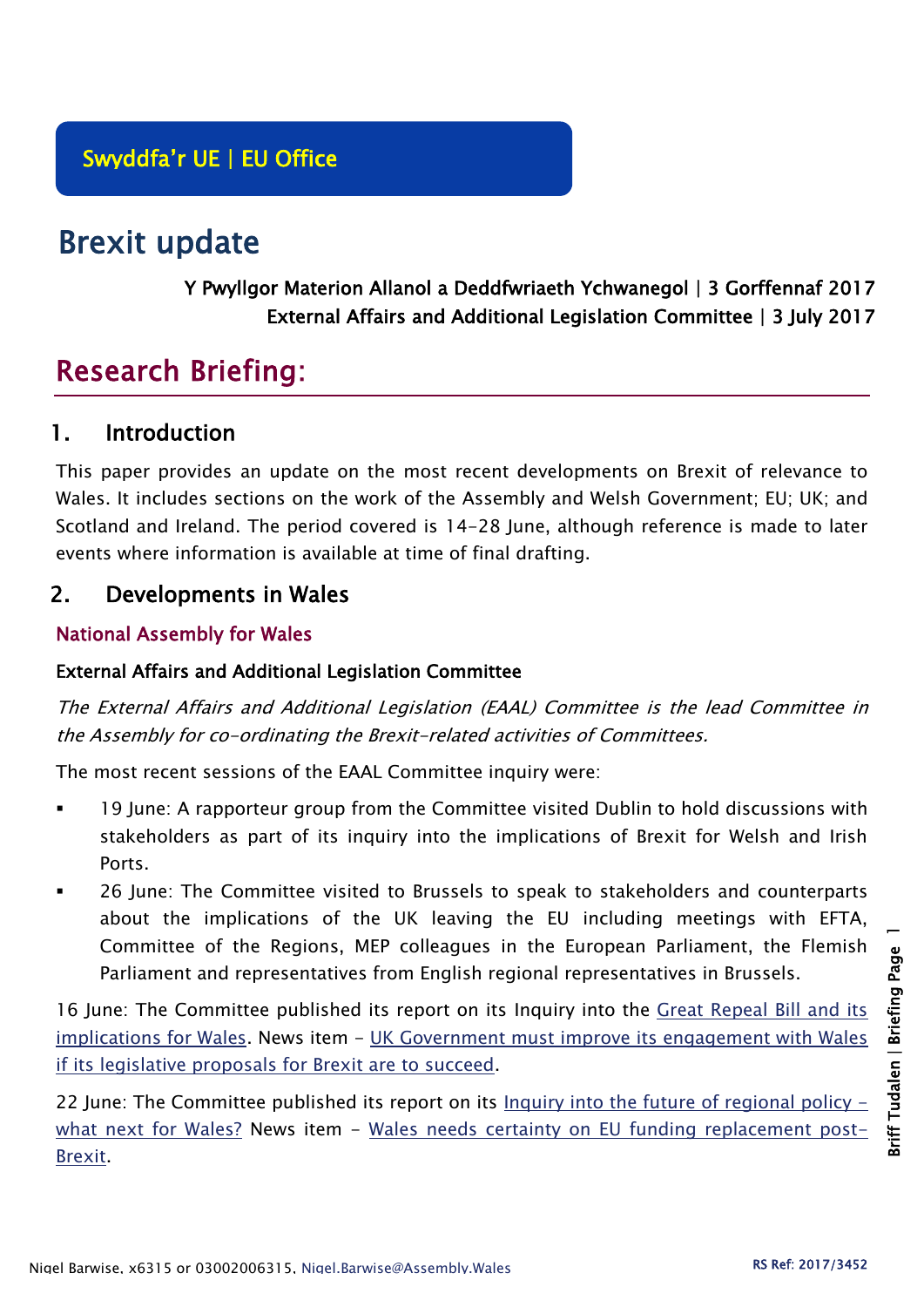Swyddfa'r UE | EU Office

# Brexit update

Y Pwyllgor Materion Allanol a Deddfwriaeth Ychwanegol | 3 Gorffennaf 2017
External Affairs and Additional Legislation Committee | 3 July 2017

## Research Briefing:

## 1. Introduction

This paper provides an update on the most recent developments on Brexit of relevance to Wales. It includes sections on the work of the Assembly and Welsh Government; EU; UK; and Scotland and Ireland. The period covered is 14-28 June, although reference is made to later events where information is available at time of final drafting.

## 2. Developments in Wales

### National Assembly for Wales

#### External Affairs and Additional Legislation Committee

*The External Affairs and Additional Legislation (EAAL) Committee is the lead Committee in the Assembly for co-ordinating the Brexit-related activities of Committees.*

The most recent sessions of the EAAL Committee inquiry were:

- 19 June: A rapporteur group from the Committee visited Dublin to hold discussions with stakeholders as part of its inquiry into the implications of Brexit for Welsh and Irish Ports.
- 26 June: The Committee visited to Brussels to speak to stakeholders and counterparts about the implications of the UK leaving the EU including meetings with EFTA, Committee of the Regions, MEP colleagues in the European Parliament, the Flemish Parliament and representatives from English regional representatives in Brussels.

16 June: The Committee published its report on its Inquiry into the Great Repeal Bill and its implications for Wales. News item – UK Government must improve its engagement with Wales if its legislative proposals for Brexit are to succeed.

22 June: The Committee published its report on its Inquiry into the future of regional policy – what next for Wales? News item – Wales needs certainty on EU funding replacement post-Brexit.

Nigel Barwise, x6315 or 03002006315, Nigel.Barwise@Assembly.Wales

RS Ref: 2017/3452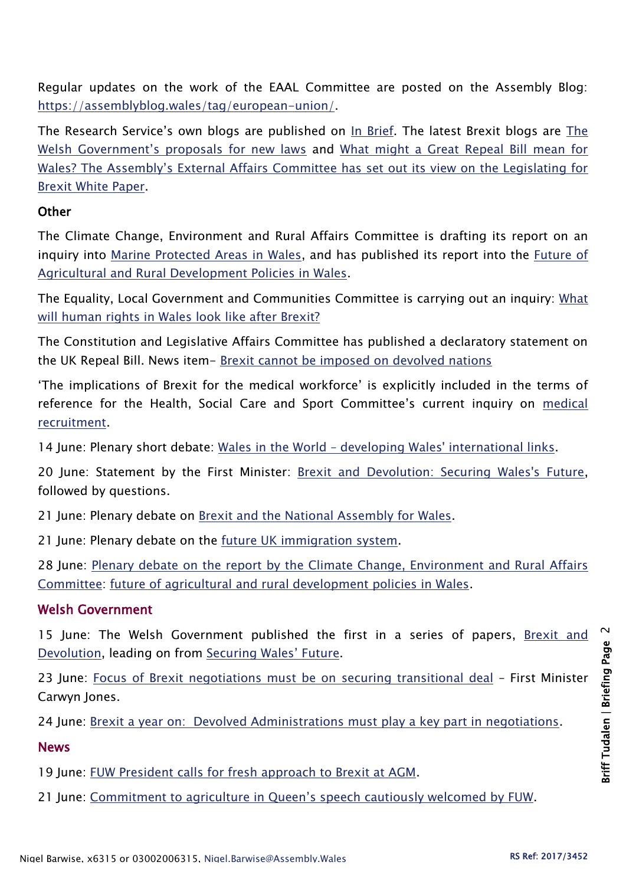Regular updates on the work of the EAAL Committee are posted on the Assembly Blog: https://assemblyblog.wales/tag/european-union/.

The Research Service's own blogs are published on In Brief. The latest Brexit blogs are The Welsh Government's proposals for new laws and What might a Great Repeal Bill mean for Wales? The Assembly's External Affairs Committee has set out its view on the Legislating for Brexit White Paper.

### Other

The Climate Change, Environment and Rural Affairs Committee is drafting its report on an inquiry into Marine Protected Areas in Wales, and has published its report into the Future of Agricultural and Rural Development Policies in Wales.

The Equality, Local Government and Communities Committee is carrying out an inquiry: What will human rights in Wales look like after Brexit?

The Constitution and Legislative Affairs Committee has published a declaratory statement on the UK Repeal Bill. News item– Brexit cannot be imposed on devolved nations

'The implications of Brexit for the medical workforce' is explicitly included in the terms of reference for the Health, Social Care and Sport Committee's current inquiry on medical recruitment.

14 June: Plenary short debate: Wales in the World – developing Wales' international links.

20 June: Statement by the First Minister: Brexit and Devolution: Securing Wales's Future, followed by questions.

21 June: Plenary debate on Brexit and the National Assembly for Wales.

21 June: Plenary debate on the future UK immigration system.

28 June: Plenary debate on the report by the Climate Change, Environment and Rural Affairs Committee: future of agricultural and rural development policies in Wales.

## Welsh Government

15 June: The Welsh Government published the first in a series of papers, Brexit and Devolution, leading on from Securing Wales' Future.

23 June: Focus of Brexit negotiations must be on securing transitional deal – First Minister Carwyn Jones.

24 June: Brexit a year on: Devolved Administrations must play a key part in negotiations.

## News

19 June: FUW President calls for fresh approach to Brexit at AGM.

21 June: Commitment to agriculture in Queen's speech cautiously welcomed by FUW.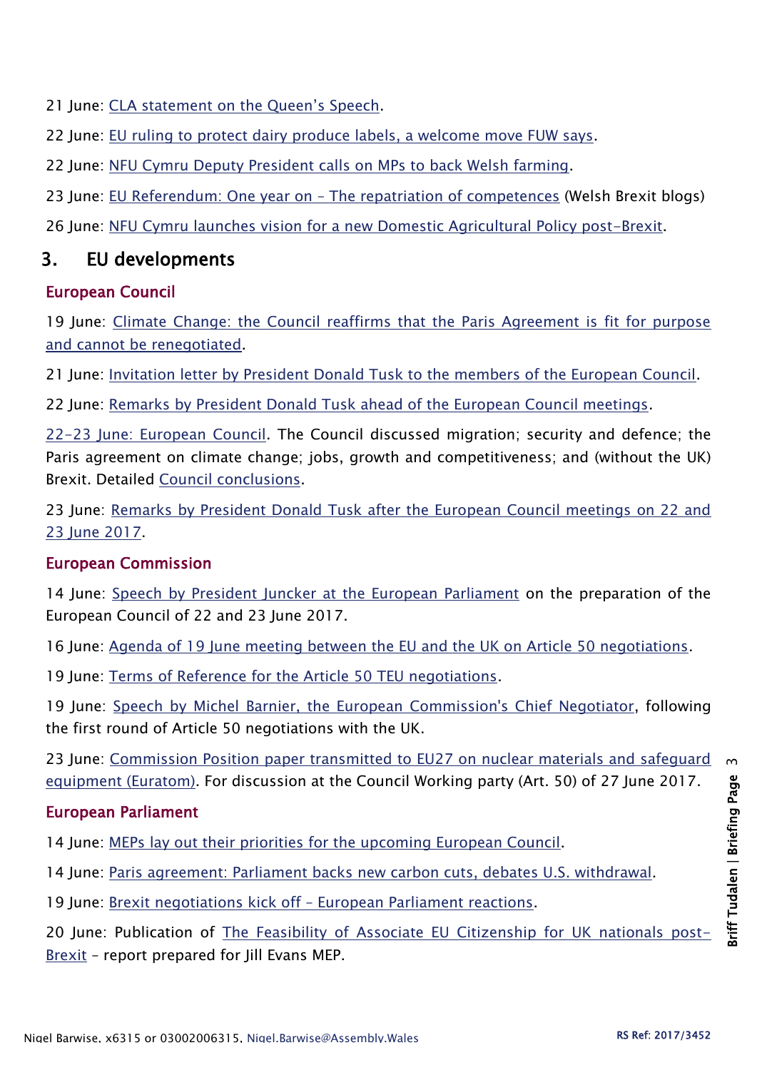21 June: CLA statement on the Queen's Speech.

22 June: EU ruling to protect dairy produce labels, a welcome move FUW says.

22 June: NFU Cymru Deputy President calls on MPs to back Welsh farming.

23 June: EU Referendum: One year on – The repatriation of competences (Welsh Brexit blogs)

26 June: NFU Cymru launches vision for a new Domestic Agricultural Policy post-Brexit.

## 3. EU developments

### European Council

19 June: Climate Change: the Council reaffirms that the Paris Agreement is fit for purpose and cannot be renegotiated.

21 June: Invitation letter by President Donald Tusk to the members of the European Council.

22 June: Remarks by President Donald Tusk ahead of the European Council meetings.

22-23 June: European Council. The Council discussed migration; security and defence; the Paris agreement on climate change; jobs, growth and competitiveness; and (without the UK) Brexit. Detailed Council conclusions.

23 June: Remarks by President Donald Tusk after the European Council meetings on 22 and 23 June 2017.

### European Commission

14 June: Speech by President Juncker at the European Parliament on the preparation of the European Council of 22 and 23 June 2017.

16 June: Agenda of 19 June meeting between the EU and the UK on Article 50 negotiations.

19 June: Terms of Reference for the Article 50 TEU negotiations.

19 June: Speech by Michel Barnier, the European Commission's Chief Negotiator, following the first round of Article 50 negotiations with the UK.

23 June: Commission Position paper transmitted to EU27 on nuclear materials and safeguard equipment (Euratom). For discussion at the Council Working party (Art. 50) of 27 June 2017.

### European Parliament

14 June: MEPs lay out their priorities for the upcoming European Council.

14 June: Paris agreement: Parliament backs new carbon cuts, debates U.S. withdrawal.

19 June: Brexit negotiations kick off – European Parliament reactions.

20 June: Publication of The Feasibility of Associate EU Citizenship for UK nationals post-Brexit – report prepared for Jill Evans MEP.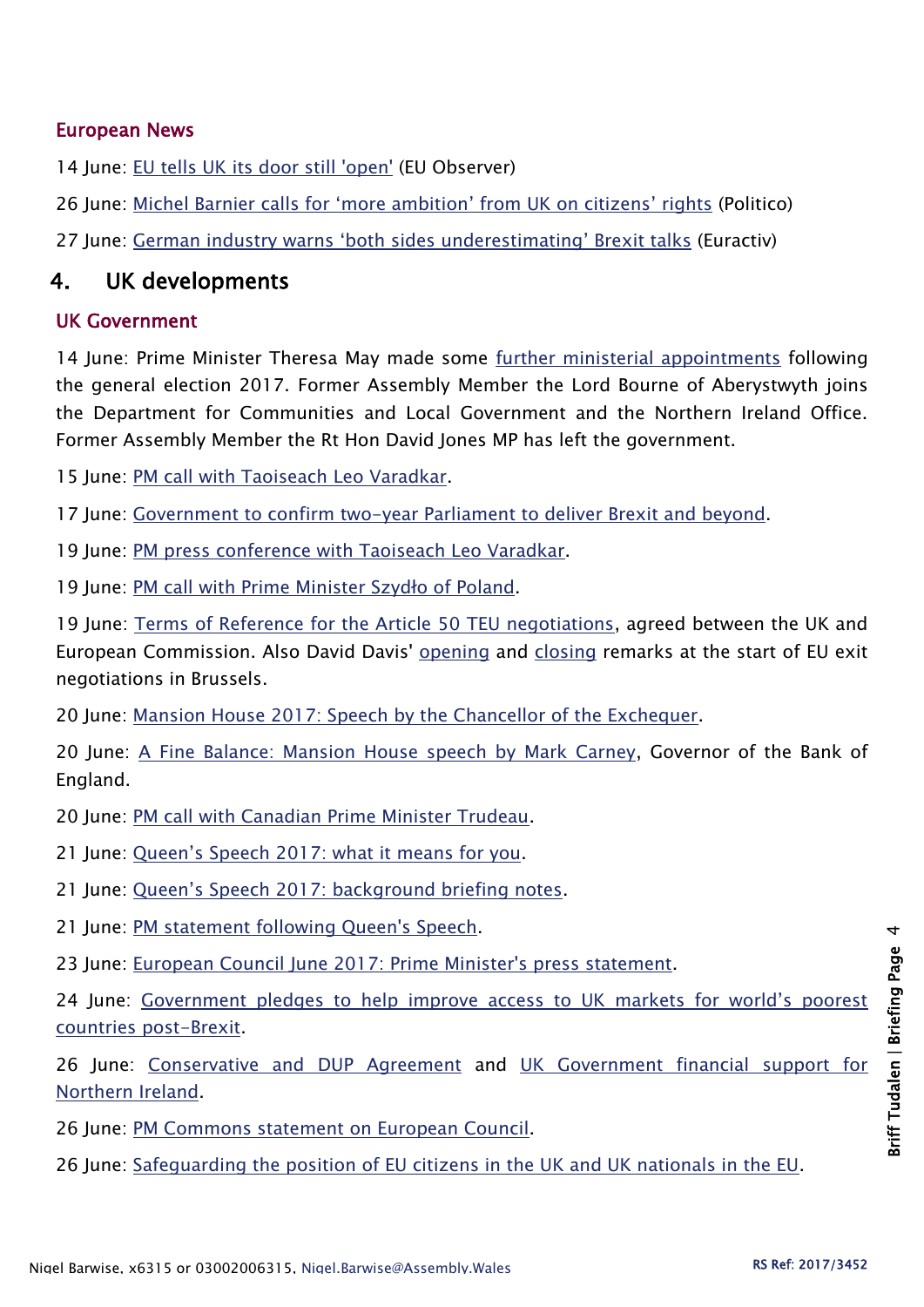### European News

14 June: EU tells UK its door still 'open' (EU Observer)

26 June: Michel Barnier calls for 'more ambition' from UK on citizens' rights (Politico)

27 June: German industry warns 'both sides underestimating' Brexit talks (Euractiv)

## 4. UK developments

### UK Government

14 June: Prime Minister Theresa May made some further ministerial appointments following the general election 2017. Former Assembly Member the Lord Bourne of Aberystwyth joins the Department for Communities and Local Government and the Northern Ireland Office. Former Assembly Member the Rt Hon David Jones MP has left the government.

15 June: PM call with Taoiseach Leo Varadkar.

17 June: Government to confirm two-year Parliament to deliver Brexit and beyond.

19 June: PM press conference with Taoiseach Leo Varadkar.

19 June: PM call with Prime Minister Szydło of Poland.

19 June: Terms of Reference for the Article 50 TEU negotiations, agreed between the UK and European Commission. Also David Davis' opening and closing remarks at the start of EU exit negotiations in Brussels.

20 June: Mansion House 2017: Speech by the Chancellor of the Exchequer.

20 June: A Fine Balance: Mansion House speech by Mark Carney, Governor of the Bank of England.

20 June: PM call with Canadian Prime Minister Trudeau.

21 June: Queen's Speech 2017: what it means for you.

21 June: Queen's Speech 2017: background briefing notes.

21 June: PM statement following Queen's Speech.

23 June: European Council June 2017: Prime Minister's press statement.

24 June: Government pledges to help improve access to UK markets for world's poorest countries post-Brexit.

26 June: Conservative and DUP Agreement and UK Government financial support for Northern Ireland.

26 June: PM Commons statement on European Council.

26 June: Safeguarding the position of EU citizens in the UK and UK nationals in the EU.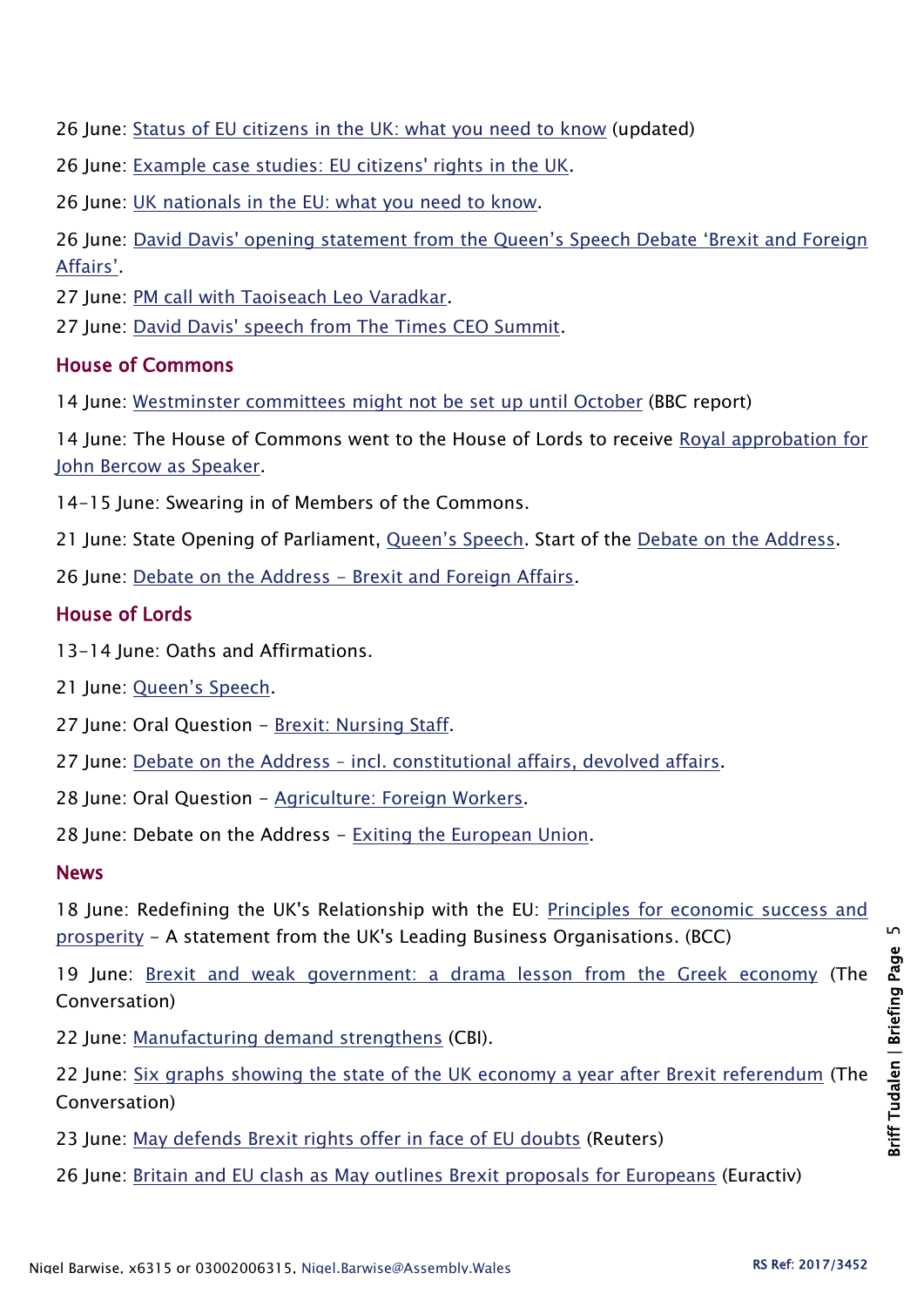26 June: Status of EU citizens in the UK: what you need to know (updated)

26 June: Example case studies: EU citizens' rights in the UK.

26 June: UK nationals in the EU: what you need to know.

26 June: David Davis' opening statement from the Queen's Speech Debate 'Brexit and Foreign Affairs'.

27 June: PM call with Taoiseach Leo Varadkar.

27 June: David Davis' speech from The Times CEO Summit.

### House of Commons

14 June: Westminster committees might not be set up until October (BBC report)

14 June: The House of Commons went to the House of Lords to receive Royal approbation for John Bercow as Speaker.

14-15 June: Swearing in of Members of the Commons.

21 June: State Opening of Parliament, Queen's Speech. Start of the Debate on the Address.

26 June: Debate on the Address – Brexit and Foreign Affairs.

### House of Lords

13-14 June: Oaths and Affirmations.

21 June: Queen's Speech.

27 June: Oral Question – Brexit: Nursing Staff.

27 June: Debate on the Address – incl. constitutional affairs, devolved affairs.

28 June: Oral Question – Agriculture: Foreign Workers.

28 June: Debate on the Address – Exiting the European Union.

### News

18 June: Redefining the UK's Relationship with the EU: Principles for economic success and prosperity – A statement from the UK's Leading Business Organisations. (BCC)

19 June: Brexit and weak government: a drama lesson from the Greek economy (The Conversation)

22 June: Manufacturing demand strengthens (CBI).

22 June: Six graphs showing the state of the UK economy a year after Brexit referendum (The Conversation)

23 June: May defends Brexit rights offer in face of EU doubts (Reuters)

26 June: Britain and EU clash as May outlines Brexit proposals for Europeans (Euractiv)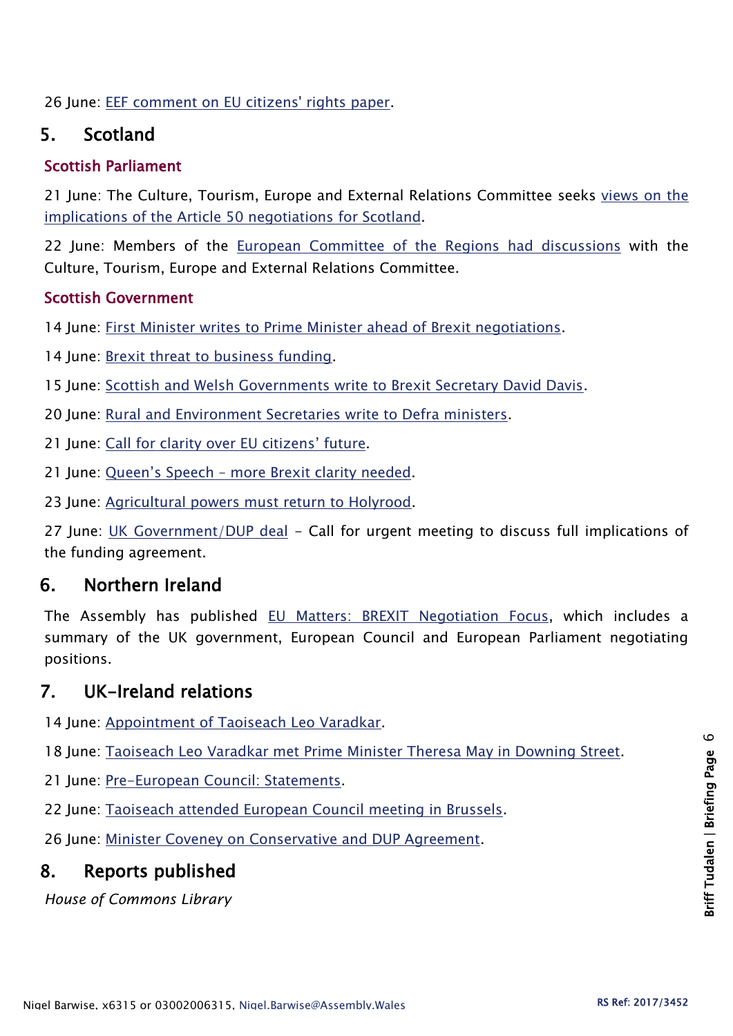26 June: EEF comment on EU citizens' rights paper.

## 5. Scotland

### Scottish Parliament

21 June: The Culture, Tourism, Europe and External Relations Committee seeks views on the implications of the Article 50 negotiations for Scotland.

22 June: Members of the European Committee of the Regions had discussions with the Culture, Tourism, Europe and External Relations Committee.

### Scottish Government

14 June: First Minister writes to Prime Minister ahead of Brexit negotiations.

14 June: Brexit threat to business funding.

15 June: Scottish and Welsh Governments write to Brexit Secretary David Davis.

20 June: Rural and Environment Secretaries write to Defra ministers.

21 June: Call for clarity over EU citizens' future.

21 June: Queen's Speech – more Brexit clarity needed.

23 June: Agricultural powers must return to Holyrood.

27 June: UK Government/DUP deal – Call for urgent meeting to discuss full implications of the funding agreement.

## 6. Northern Ireland

The Assembly has published EU Matters: BREXIT Negotiation Focus, which includes a summary of the UK government, European Council and European Parliament negotiating positions.

## 7. UK-Ireland relations

14 June: Appointment of Taoiseach Leo Varadkar.

18 June: Taoiseach Leo Varadkar met Prime Minister Theresa May in Downing Street.

21 June: Pre-European Council: Statements.

22 June: Taoiseach attended European Council meeting in Brussels.

26 June: Minister Coveney on Conservative and DUP Agreement.

## 8. Reports published

*House of Commons Library*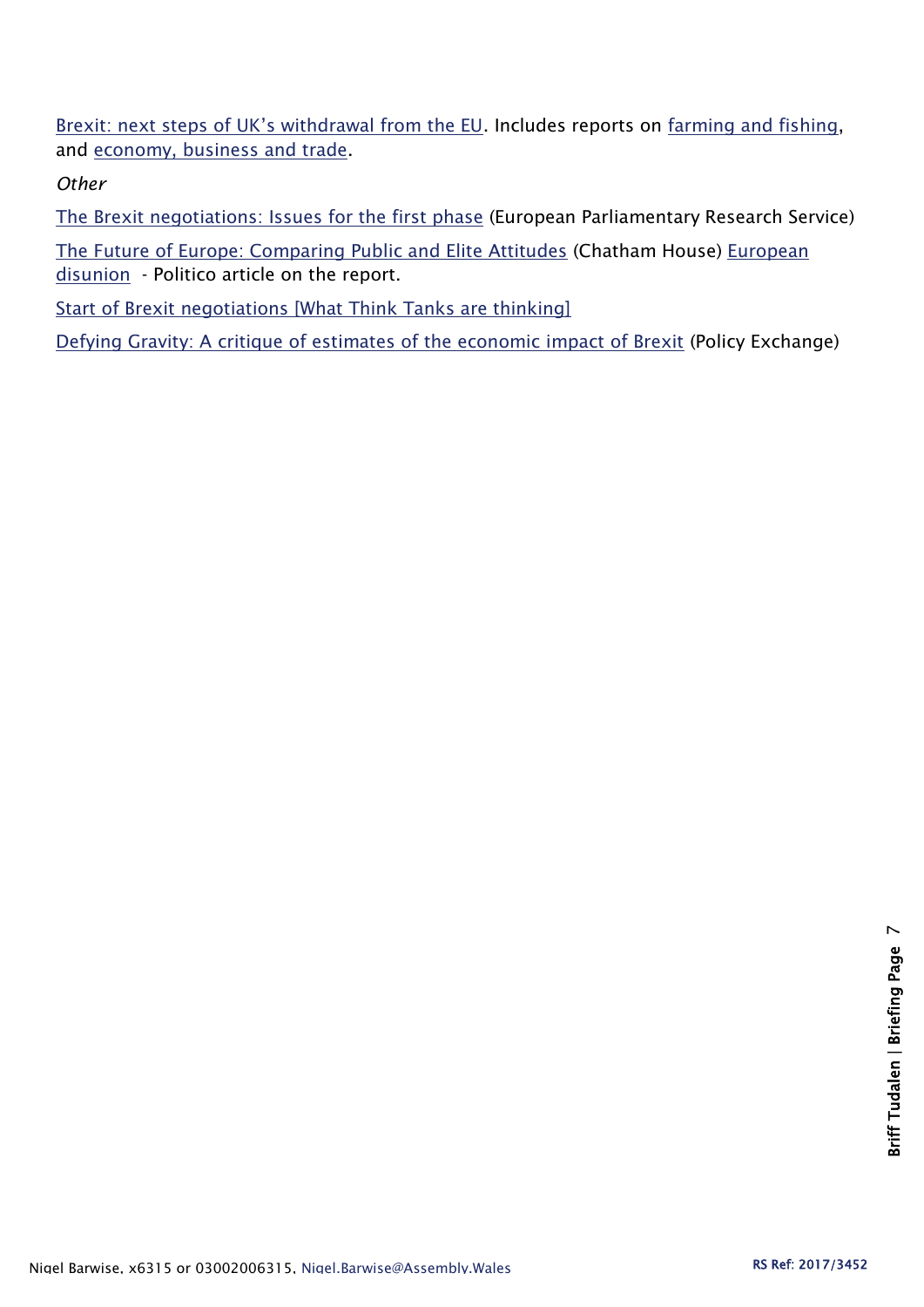Brexit: next steps of UK's withdrawal from the EU. Includes reports on farming and fishing, and economy, business and trade.

*Other*

The Brexit negotiations: Issues for the first phase (European Parliamentary Research Service)

The Future of Europe: Comparing Public and Elite Attitudes (Chatham House) European disunion - Politico article on the report.

Start of Brexit negotiations [What Think Tanks are thinking]

Defying Gravity: A critique of estimates of the economic impact of Brexit (Policy Exchange)

Nigel Barwise, x6315 or 03002006315, Nigel.Barwise@Assembly.Wales

RS Ref: 2017/3452